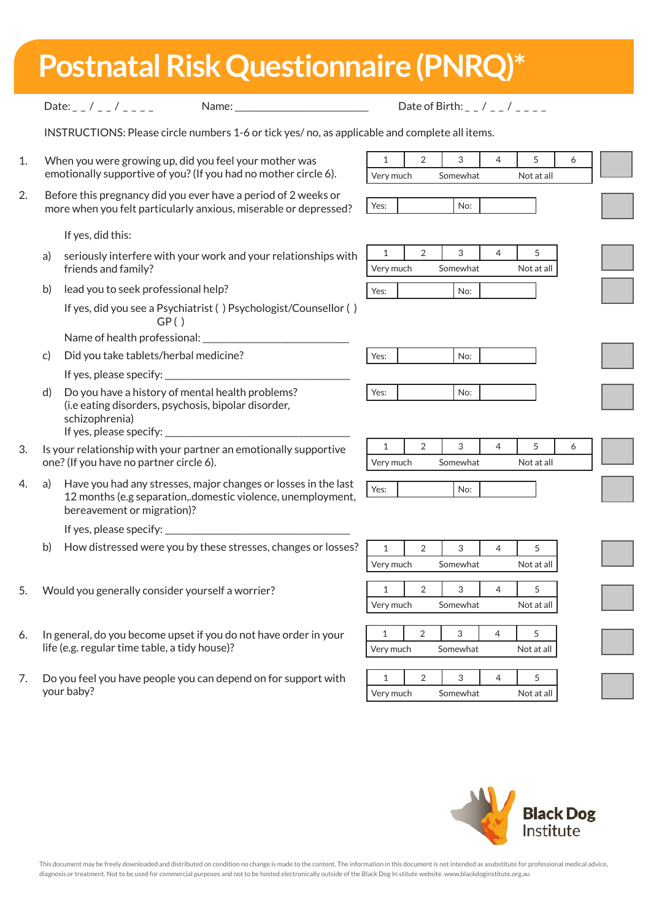# Postnatal Risk Questionnaire (PNRQ)*

Date: _ _ / _ _ / _ _ _ _ Name: ________________________ Date of Birth: _ _ / _ _ / _ _ _ _

INSTRUCTIONS: Please circle numbers 1-6 or tick yes/ no, as applicable and complete all items.

1. When you were growing up, did you feel your mother was emotionally supportive of you? (If you had no mother circle 6).

| 1 | 2 | 3 | 4 | 5 | 6 |
|---|---|---|---|---|---|
| Very much | | Somewhat | | Not at all | |

2. Before this pregnancy did you ever have a period of 2 weeks or more when you felt particularly anxious, miserable or depressed?

| Yes: | | No: | |
|---|---|---|---|

If yes, did this:

a) seriously interfere with your work and your relationships with friends and family?

| 1 | 2 | 3 | 4 | 5 |
|---|---|---|---|---|
| Very much | | Somewhat | | Not at all |

b) lead you to seek professional help?

| Yes: | | No: | |
|---|---|---|---|

If yes, did you see a Psychiatrist ( ) Psychologist/Counsellor ( ) GP ( )

Name of health professional: ___________________________

c) Did you take tablets/herbal medicine?

| Yes: | | No: | |
|---|---|---|---|

If yes, please specify: ___________________________________

d) Do you have a history of mental health problems? (i.e eating disorders, psychosis, bipolar disorder, schizophrenia)

| Yes: | | No: | |
|---|---|---|---|

If yes, please specify: ___________________________________

3. Is your relationship with your partner an emotionally supportive one? (If you have no partner circle 6).

| 1 | 2 | 3 | 4 | 5 | 6 |
|---|---|---|---|---|---|
| Very much | | Somewhat | | Not at all | |

4. a) Have you had any stresses, major changes or losses in the last 12 months (e.g separation,.domestic violence, unemployment, bereavement or migration)?

| Yes: | | No: | |
|---|---|---|---|

If yes, please specify: ___________________________________

b) How distressed were you by these stresses, changes or losses?

| 1 | 2 | 3 | 4 | 5 |
|---|---|---|---|---|
| Very much | | Somewhat | | Not at all |

5. Would you generally consider yourself a worrier?

| 1 | 2 | 3 | 4 | 5 |
|---|---|---|---|---|
| Very much | | Somewhat | | Not at all |

6. In general, do you become upset if you do not have order in your life (e.g. regular time table, a tidy house)?

| 1 | 2 | 3 | 4 | 5 |
|---|---|---|---|---|
| Very much | | Somewhat | | Not at all |

7. Do you feel you have people you can depend on for support with your baby?

| 1 | 2 | 3 | 4 | 5 |
|---|---|---|---|---|
| Very much | | Somewhat | | Not at all |

Black Dog Institute

This document may be freely downloaded and distributed on condition no change is made to the content. The information in this document is not intended as asubstitute for professional medical advice, diagnosis or treatment. Not to be used for commercial purposes and not to be hosted electronically outside of the Black Dog In stitute website. www.blackdoginstitute.org.au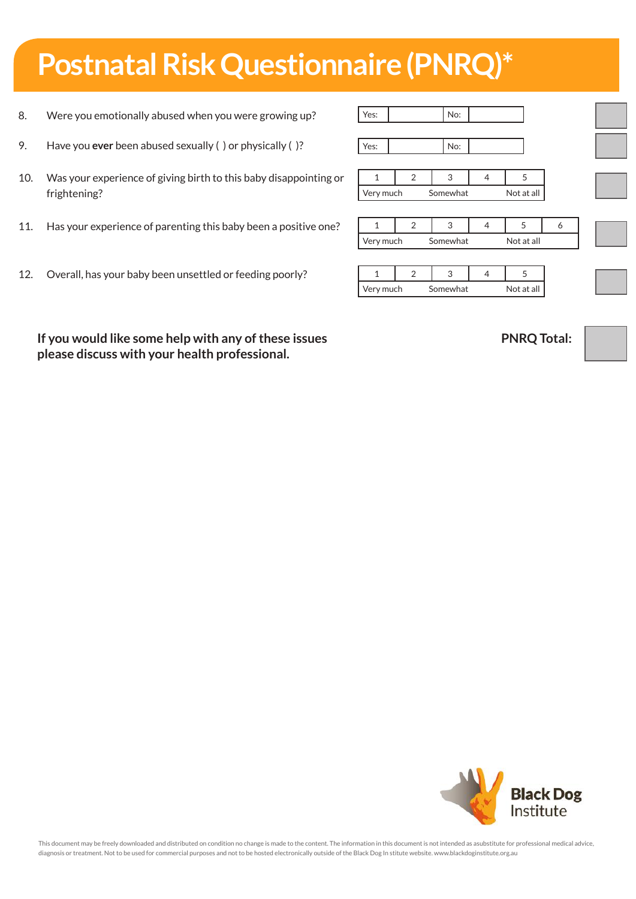# Postnatal Risk Questionnaire (PNRQ)*

8. Were you emotionally abused when you were growing up?

| Yes: | | No: | |
|---|---|---|---|

9. Have you **ever** been abused sexually ( ) or physically ( )?

| Yes: | | No: | |
|---|---|---|---|

10. Was your experience of giving birth to this baby disappointing or frightening?

| 1 | 2 | 3 | 4 | 5 |
|---|---|---|---|---|
| Very much | | Somewhat | | Not at all |

11. Has your experience of parenting this baby been a positive one?

| 1 | 2 | 3 | 4 | 5 | 6 |
|---|---|---|---|---|---|
| Very much | | Somewhat | | Not at all | |

12. Overall, has your baby been unsettled or feeding poorly?

| 1 | 2 | 3 | 4 | 5 |
|---|---|---|---|---|
| Very much | | Somewhat | | Not at all |

**If you would like some help with any of these issues please discuss with your health professional.**

**PNRQ Total:**

Black Dog Institute

This document may be freely downloaded and distributed on condition no change is made to the content. The information in this document is not intended as asubstitute for professional medical advice, diagnosis or treatment. Not to be used for commercial purposes and not to be hosted electronically outside of the Black Dog In stitute website. www.blackdoginstitute.org.au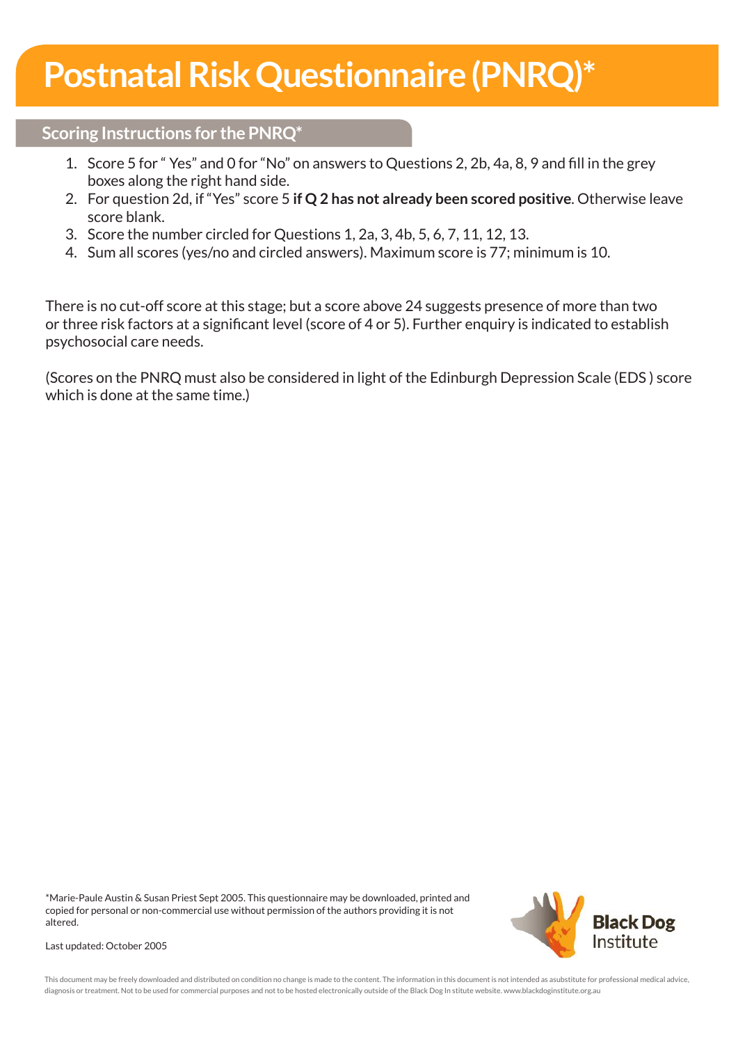# Postnatal Risk Questionnaire (PNRQ)*

## Scoring Instructions for the PNRQ*

1. Score 5 for " Yes" and 0 for "No" on answers to Questions 2, 2b, 4a, 8, 9 and fill in the grey boxes along the right hand side.
2. For question 2d, if "Yes" score 5 **if Q 2 has not already been scored positive**. Otherwise leave score blank.
3. Score the number circled for Questions 1, 2a, 3, 4b, 5, 6, 7, 11, 12, 13.
4. Sum all scores (yes/no and circled answers). Maximum score is 77; minimum is 10.

There is no cut-off score at this stage; but a score above 24 suggests presence of more than two or three risk factors at a significant level (score of 4 or 5). Further enquiry is indicated to establish psychosocial care needs.

(Scores on the PNRQ must also be considered in light of the Edinburgh Depression Scale (EDS ) score which is done at the same time.)

*Marie-Paule Austin & Susan Priest Sept 2005. This questionnaire may be downloaded, printed and copied for personal or non-commercial use without permission of the authors providing it is not altered.

Last updated: October 2005

Black Dog Institute

This document may be freely downloaded and distributed on condition no change is made to the content. The information in this document is not intended as asubstitute for professional medical advice, diagnosis or treatment. Not to be used for commercial purposes and not to be hosted electronically outside of the Black Dog In stitute website. www.blackdoginstitute.org.au